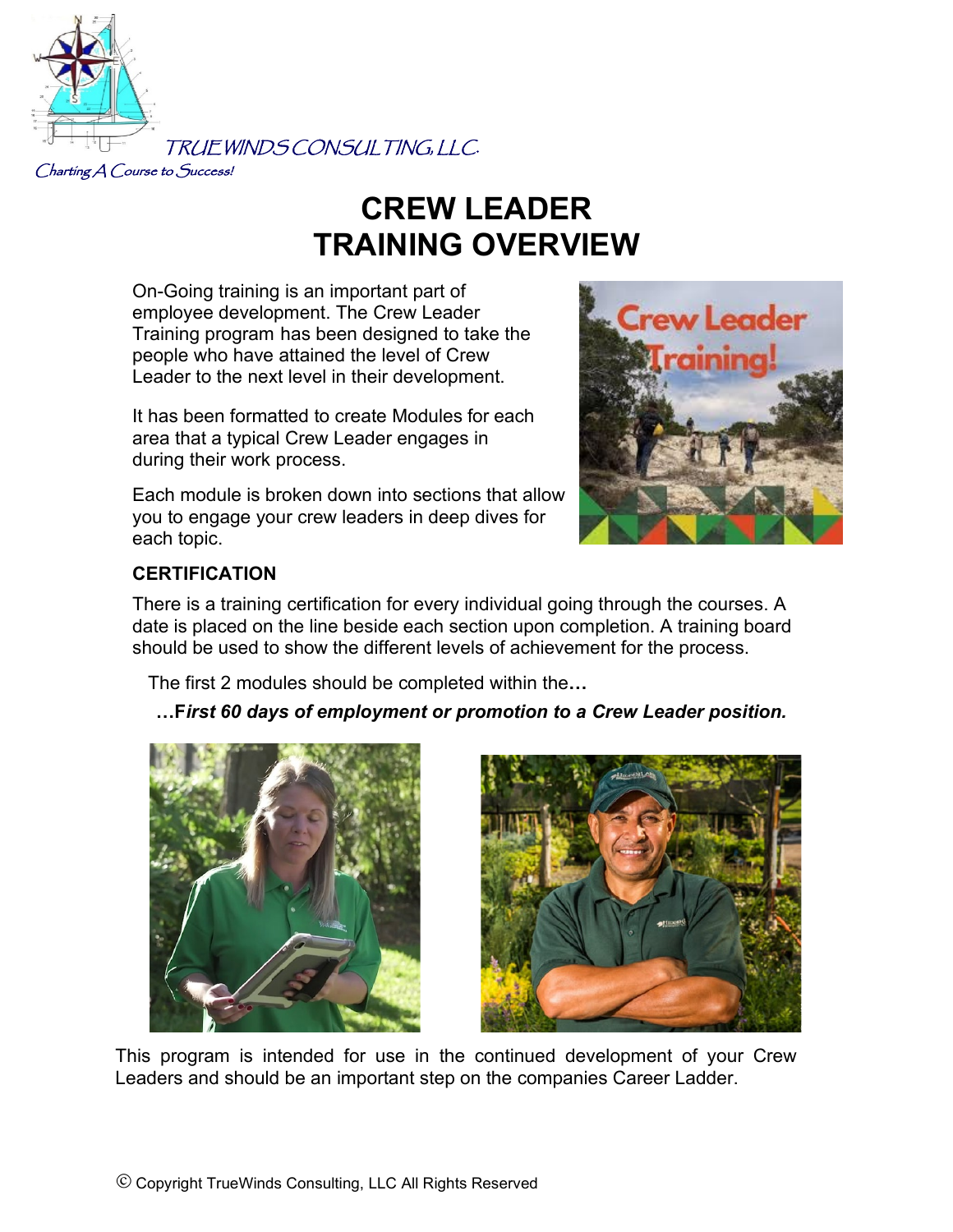TRUEWINDS CONSULTING, LLC.

*Charting A Course to Success!*

# CREW LEADER TRAINING OVERVIEW

On-Going training is an important part of employee development. The Crew Leader Training program has been designed to take the people who have attained the level of Crew Leader to the next level in their development.

It has been formatted to create Modules for each area that a typical Crew Leader engages in during their work process.

Each module is broken down into sections that allow you to engage your crew leaders in deep dives for each topic.

**CERTIFICATION**

There is a training certification for every individual going through the courses. A date is placed on the line beside each section upon completion. A training board should be used to show the different levels of achievement for the process.

The first 2 modules should be completed within the**…**

**…F*irst 60 days of employment or promotion to a Crew Leader position.***

This program is intended for use in the continued development of your Crew Leaders and should be an important step on the companies Career Ladder.

© Copyright TrueWinds Consulting, LLC All Rights Reserved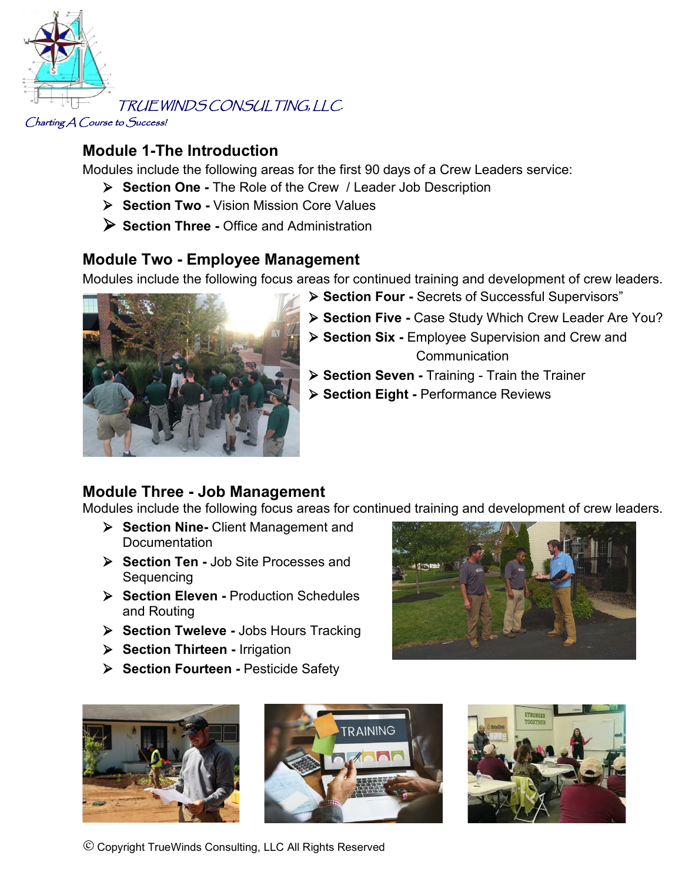TRUEWINDS CONSULTING, LLC

*Charting A Course to Success!*

## Module 1-The Introduction

Modules include the following areas for the first 90 days of a Crew Leaders service:

- **Section One -** The Role of the Crew / Leader Job Description
- **Section Two -** Vision Mission Core Values
- **Section Three -** Office and Administration

## Module Two - Employee Management

Modules include the following focus areas for continued training and development of crew leaders.

- **Section Four -** Secrets of Successful Supervisors"
- **Section Five -** Case Study Which Crew Leader Are You?
- **Section Six -** Employee Supervision and Crew and Communication
- **Section Seven -** Training - Train the Trainer
- **Section Eight -** Performance Reviews

## Module Three - Job Management

Modules include the following focus areas for continued training and development of crew leaders.

- **Section Nine-** Client Management and Documentation
- **Section Ten -** Job Site Processes and Sequencing
- **Section Eleven -** Production Schedules and Routing
- **Section Twelve -** Jobs Hours Tracking
- **Section Thirteen -** Irrigation
- **Section Fourteen -** Pesticide Safety

© Copyright TrueWinds Consulting, LLC All Rights Reserved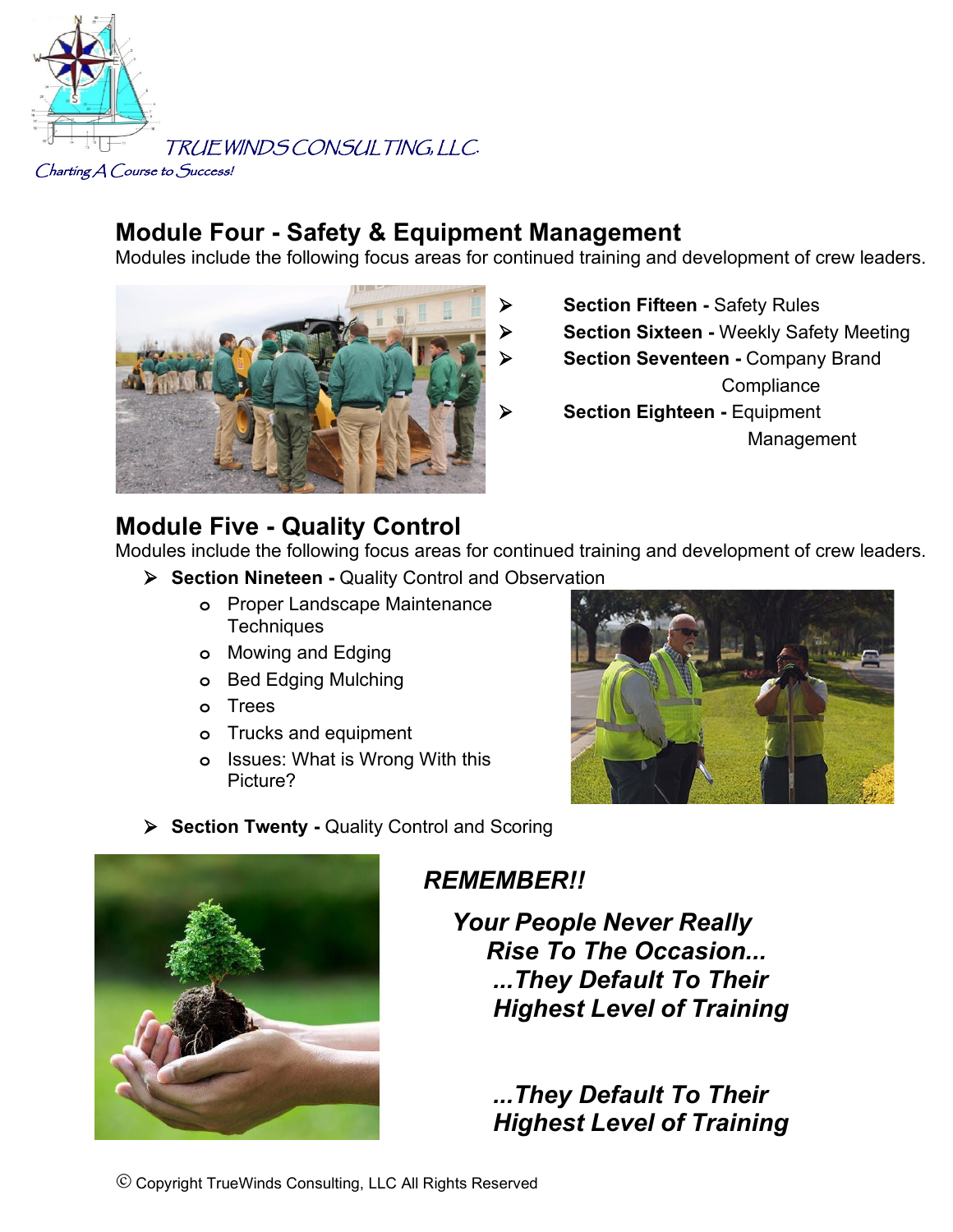TRUEWINDS CONSULTING, LLC.

*Charting A Course to Success!*

## Module Four - Safety & Equipment Management

Modules include the following focus areas for continued training and development of crew leaders.

- **Section Fifteen -** Safety Rules
- **Section Sixteen -** Weekly Safety Meeting
- **Section Seventeen -** Company Brand Compliance
- **Section Eighteen -** Equipment Management

## Module Five - Quality Control

Modules include the following focus areas for continued training and development of crew leaders.

- **Section Nineteen -** Quality Control and Observation
  - Proper Landscape Maintenance Techniques
  - Mowing and Edging
  - Bed Edging Mulching
  - Trees
  - Trucks and equipment
  - Issues: What is Wrong With this Picture?
- **Section Twenty -** Quality Control and Scoring

***REMEMBER!!***

***Your People Never Really Rise To The Occasion... ...They Default To Their Highest Level of Training***

***...They Default To Their Highest Level of Training***

© Copyright TrueWinds Consulting, LLC All Rights Reserved